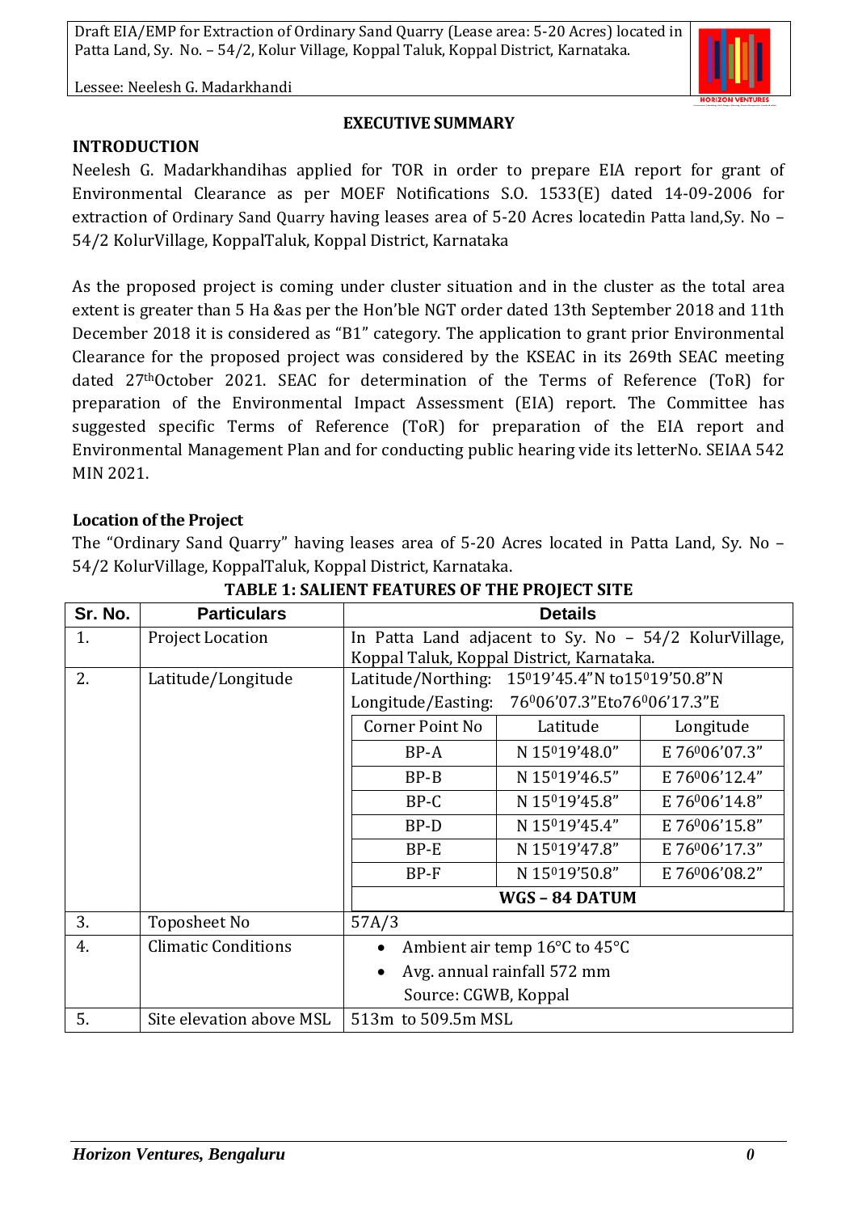## EXECUTIVE SUMMARY

### INTRODUCTION

Neelesh G. Madarkhandihas applied for TOR in order to prepare EIA report for grant of Environmental Clearance as per MOEF Notifications S.O. 1533(E) dated 14-09-2006 for extraction of Ordinary Sand Quarry having leases area of 5-20 Acres locatedin Patta land,Sy. No – 54/2 KolurVillage, KoppalTaluk, Koppal District, Karnataka

As the proposed project is coming under cluster situation and in the cluster as the total area extent is greater than 5 Ha &as per the Hon'ble NGT order dated 13th September 2018 and 11th December 2018 it is considered as "B1" category. The application to grant prior Environmental Clearance for the proposed project was considered by the KSEAC in its 269th SEAC meeting dated 27thOctober 2021. SEAC for determination of the Terms of Reference (ToR) for preparation of the Environmental Impact Assessment (EIA) report. The Committee has suggested specific Terms of Reference (ToR) for preparation of the EIA report and Environmental Management Plan and for conducting public hearing vide its letterNo. SEIAA 542 MIN 2021.

### Location of the Project

The "Ordinary Sand Quarry" having leases area of 5-20 Acres located in Patta Land, Sy. No – 54/2 KolurVillage, KoppalTaluk, Koppal District, Karnataka.

**TABLE 1: SALIENT FEATURES OF THE PROJECT SITE**

| Sr. No. | Particulars | Details | | |
|---|---|---|---|---|
| 1. | Project Location | In Patta Land adjacent to Sy. No – 54/2 KolurVillage, Koppal Taluk, Koppal District, Karnataka. | | |
| 2. | Latitude/Longitude | Latitude/Northing: 15°19'45.4"N to15°19'50.8"N | | |
| | | Longitude/Easting: 76°06'07.3"Eto76°06'17.3"E | | |
| | | Corner Point No | Latitude | Longitude |
| | | BP-A | N 15°19'48.0" | E 76°06'07.3" |
| | | BP-B | N 15°19'46.5" | E 76°06'12.4" |
| | | BP-C | N 15°19'45.8" | E 76°06'14.8" |
| | | BP-D | N 15°19'45.4" | E 76°06'15.8" |
| | | BP-E | N 15°19'47.8" | E 76°06'17.3" |
| | | BP-F | N 15°19'50.8" | E 76°06'08.2" |
| | | **WGS – 84 DATUM** | | |
| 3. | Toposheet No | 57A/3 | | |
| 4. | Climatic Conditions | • Ambient air temp 16°C to 45°C<br>• Avg. annual rainfall 572 mm<br>Source: CGWB, Koppal | | |
| 5. | Site elevation above MSL | 513m to 509.5m MSL | | |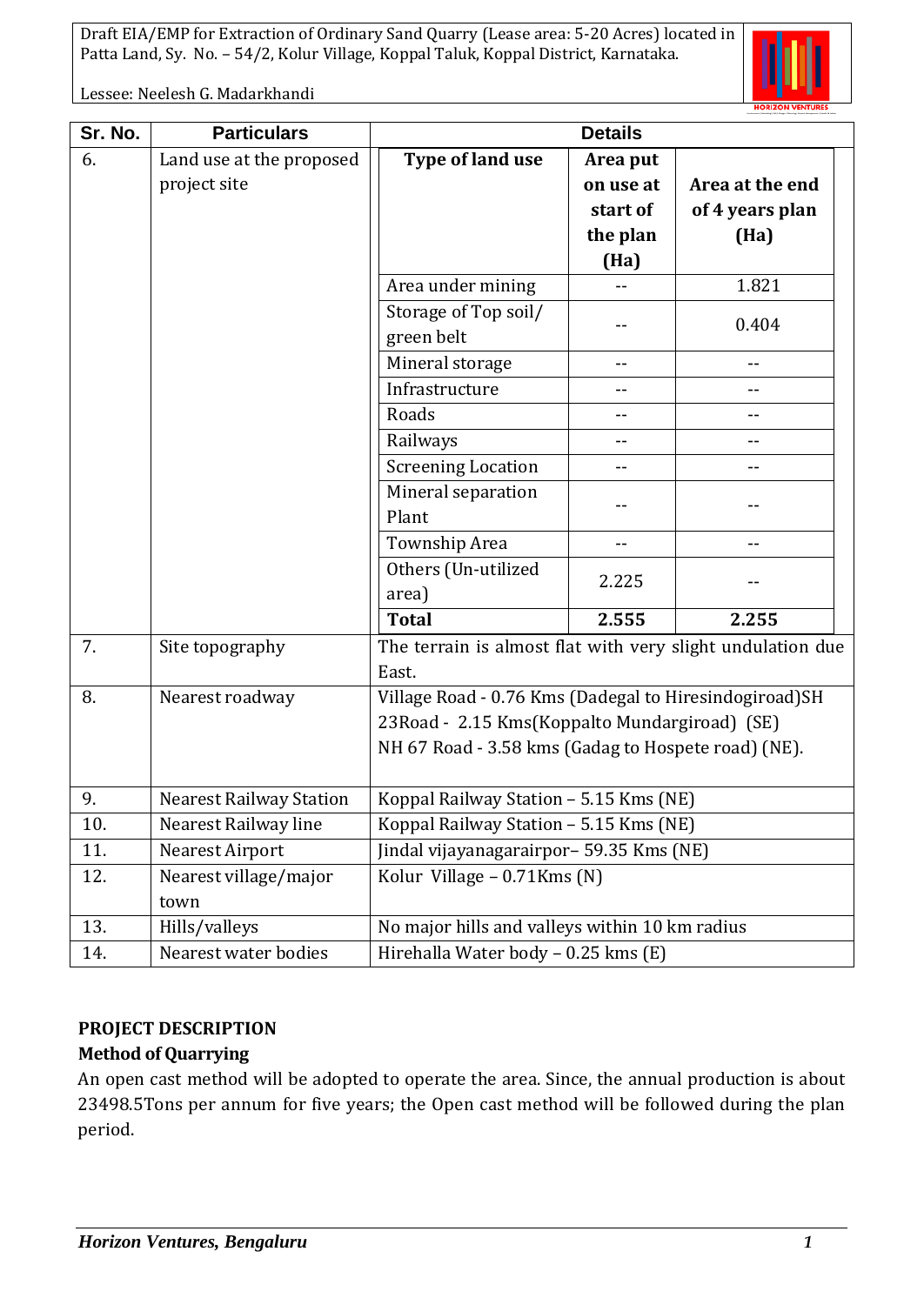| Sr. No. | Particulars | Details | | |
|---|---|---|---|---|
| 6. | Land use at the proposed project site | **Type of land use** | **Area put on use at start of the plan (Ha)** | **Area at the end of 4 years plan (Ha)** |
| | | Area under mining | -- | 1.821 |
| | | Storage of Top soil/ green belt | -- | 0.404 |
| | | Mineral storage | -- | -- |
| | | Infrastructure | -- | -- |
| | | Roads | -- | -- |
| | | Railways | -- | -- |
| | | Screening Location | -- | -- |
| | | Mineral separation Plant | -- | -- |
| | | Township Area | -- | -- |
| | | Others (Un-utilized area) | 2.225 | -- |
| | | **Total** | **2.555** | **2.255** |
| 7. | Site topography | The terrain is almost flat with very slight undulation due East. | | |
| 8. | Nearest roadway | Village Road - 0.76 Kms (Dadegal to Hiresindogiroad)SH 23Road - 2.15 Kms(Koppalto Mundargiroad) (SE)<br>NH 67 Road - 3.58 kms (Gadag to Hospete road) (NE). | | |
| 9. | Nearest Railway Station | Koppal Railway Station – 5.15 Kms (NE) | | |
| 10. | Nearest Railway line | Koppal Railway Station – 5.15 Kms (NE) | | |
| 11. | Nearest Airport | Jindal vijayanagarairpor– 59.35 Kms (NE) | | |
| 12. | Nearest village/major town | Kolur Village – 0.71Kms (N) | | |
| 13. | Hills/valleys | No major hills and valleys within 10 km radius | | |
| 14. | Nearest water bodies | Hirehalla Water body – 0.25 kms (E) | | |

**PROJECT DESCRIPTION**

**Method of Quarrying**

An open cast method will be adopted to operate the area. Since, the annual production is about 23498.5Tons per annum for five years; the Open cast method will be followed during the plan period.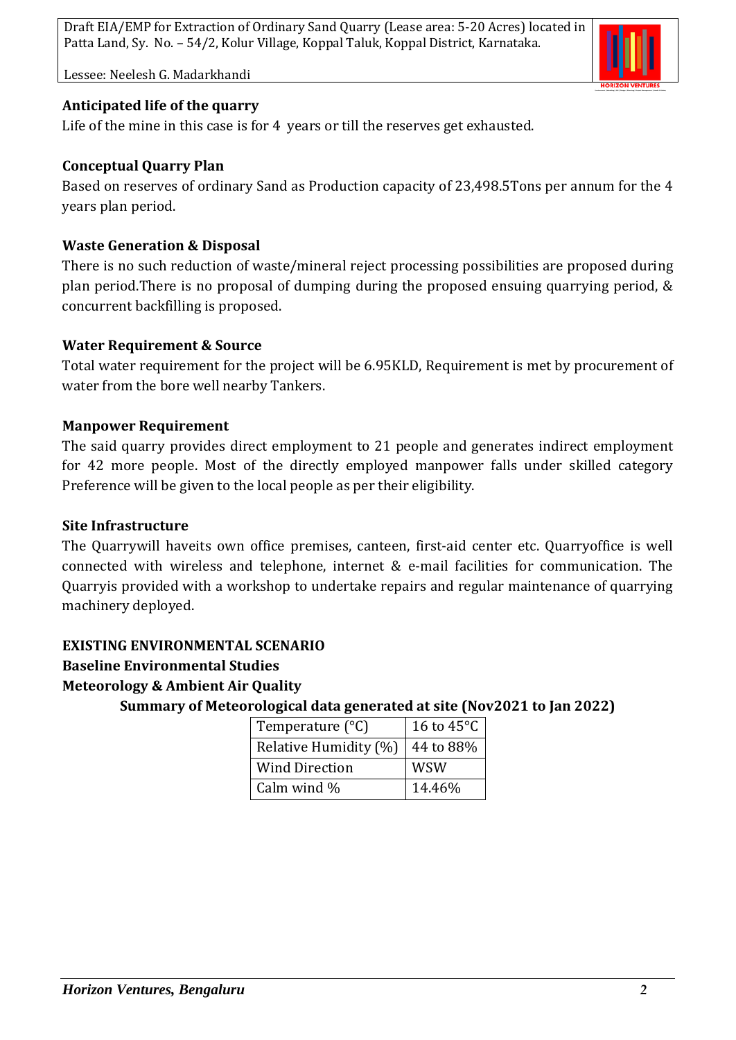**Anticipated life of the quarry**

Life of the mine in this case is for 4  years or till the reserves get exhausted.

**Conceptual Quarry Plan**

Based on reserves of ordinary Sand as Production capacity of 23,498.5Tons per annum for the 4 years plan period.

**Waste Generation & Disposal**

There is no such reduction of waste/mineral reject processing possibilities are proposed during plan period.There is no proposal of dumping during the proposed ensuing quarrying period, & concurrent backfilling is proposed.

**Water Requirement & Source**

Total water requirement for the project will be 6.95KLD, Requirement is met by procurement of water from the bore well nearby Tankers.

**Manpower Requirement**

The said quarry provides direct employment to 21 people and generates indirect employment for 42 more people. Most of the directly employed manpower falls under skilled category Preference will be given to the local people as per their eligibility.

**Site Infrastructure**

The Quarrywill haveits own office premises, canteen, first-aid center etc. Quarryoffice is well connected with wireless and telephone, internet & e-mail facilities for communication. The Quarryis provided with a workshop to undertake repairs and regular maintenance of quarrying machinery deployed.

**EXISTING ENVIRONMENTAL SCENARIO**

**Baseline Environmental Studies**

**Meteorology & Ambient Air Quality**

**Summary of Meteorological data generated at site (Nov2021 to Jan 2022)**

| Temperature (°C) | 16 to 45°C |
|---|---|
| Relative Humidity (%) | 44 to 88% |
| Wind Direction | WSW |
| Calm wind % | 14.46% |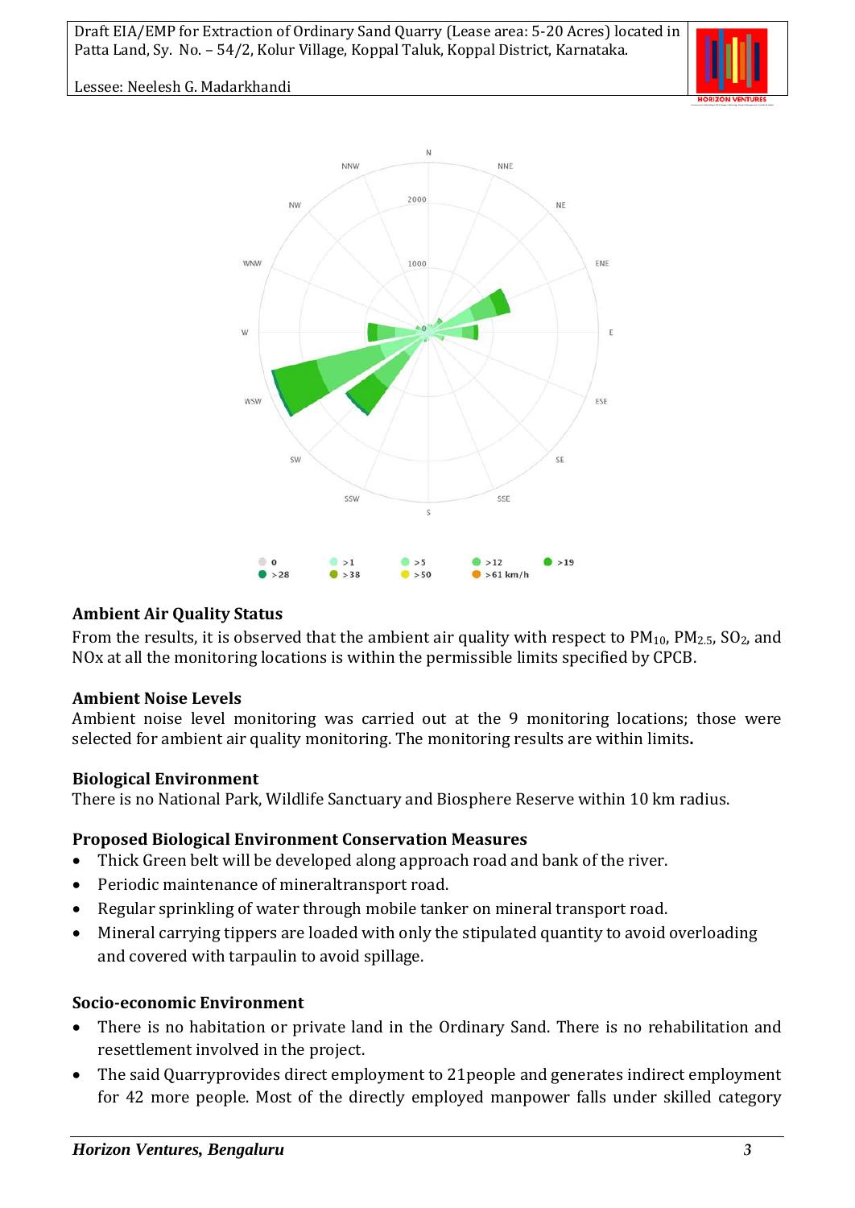### Ambient Air Quality Status

From the results, it is observed that the ambient air quality with respect to $PM_{10}$, $PM_{2.5}$, $SO_2$, and NOx at all the monitoring locations is within the permissible limits specified by CPCB.

### Ambient Noise Levels

Ambient noise level monitoring was carried out at the 9 monitoring locations; those were selected for ambient air quality monitoring. The monitoring results are within limits**.**

### Biological Environment

There is no National Park, Wildlife Sanctuary and Biosphere Reserve within 10 km radius.

### Proposed Biological Environment Conservation Measures

- Thick Green belt will be developed along approach road and bank of the river.
- Periodic maintenance of mineraltransport road.
- Regular sprinkling of water through mobile tanker on mineral transport road.
- Mineral carrying tippers are loaded with only the stipulated quantity to avoid overloading and covered with tarpaulin to avoid spillage.

### Socio-economic Environment

- There is no habitation or private land in the Ordinary Sand. There is no rehabilitation and resettlement involved in the project.
- The said Quarryprovides direct employment to 21people and generates indirect employment for 42 more people. Most of the directly employed manpower falls under skilled category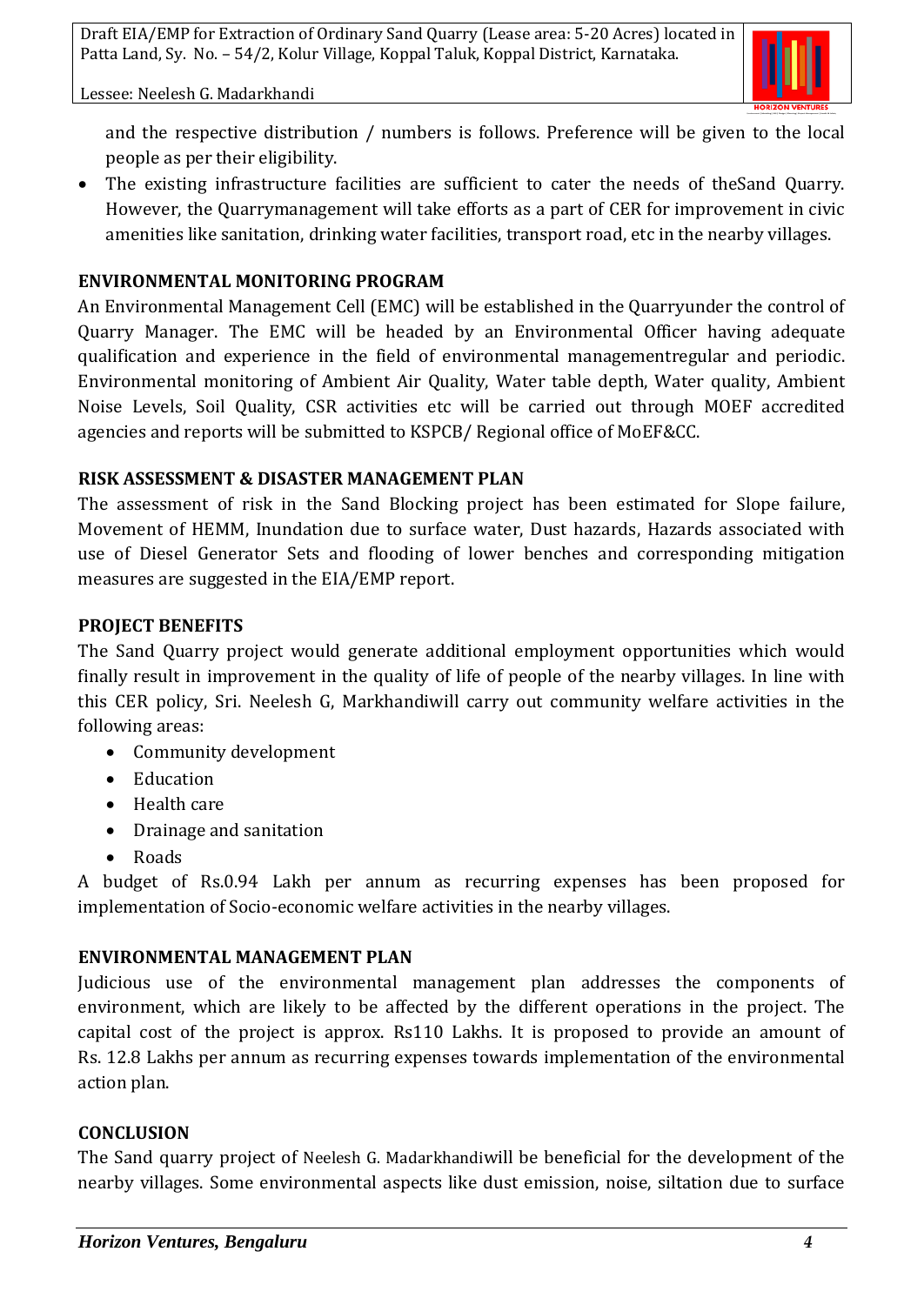and the respective distribution / numbers is follows. Preference will be given to the local people as per their eligibility.

- The existing infrastructure facilities are sufficient to cater the needs of theSand Quarry. However, the Quarrymanagement will take efforts as a part of CER for improvement in civic amenities like sanitation, drinking water facilities, transport road, etc in the nearby villages.

**ENVIRONMENTAL MONITORING PROGRAM**

An Environmental Management Cell (EMC) will be established in the Quarryunder the control of Quarry Manager. The EMC will be headed by an Environmental Officer having adequate qualification and experience in the field of environmental managementregular and periodic. Environmental monitoring of Ambient Air Quality, Water table depth, Water quality, Ambient Noise Levels, Soil Quality, CSR activities etc will be carried out through MOEF accredited agencies and reports will be submitted to KSPCB/ Regional office of MoEF&CC.

**RISK ASSESSMENT & DISASTER MANAGEMENT PLAN**

The assessment of risk in the Sand Blocking project has been estimated for Slope failure, Movement of HEMM, Inundation due to surface water, Dust hazards, Hazards associated with use of Diesel Generator Sets and flooding of lower benches and corresponding mitigation measures are suggested in the EIA/EMP report.

**PROJECT BENEFITS**

The Sand Quarry project would generate additional employment opportunities which would finally result in improvement in the quality of life of people of the nearby villages. In line with this CER policy, Sri. Neelesh G, Markhandiwill carry out community welfare activities in the following areas:

- Community development
- Education
- Health care
- Drainage and sanitation
- Roads

A budget of Rs.0.94 Lakh per annum as recurring expenses has been proposed for implementation of Socio-economic welfare activities in the nearby villages.

**ENVIRONMENTAL MANAGEMENT PLAN**

Judicious use of the environmental management plan addresses the components of environment, which are likely to be affected by the different operations in the project. The capital cost of the project is approx. Rs110 Lakhs. It is proposed to provide an amount of Rs. 12.8 Lakhs per annum as recurring expenses towards implementation of the environmental action plan.

**CONCLUSION**

The Sand quarry project of Neelesh G. Madarkhandiwill be beneficial for the development of the nearby villages. Some environmental aspects like dust emission, noise, siltation due to surface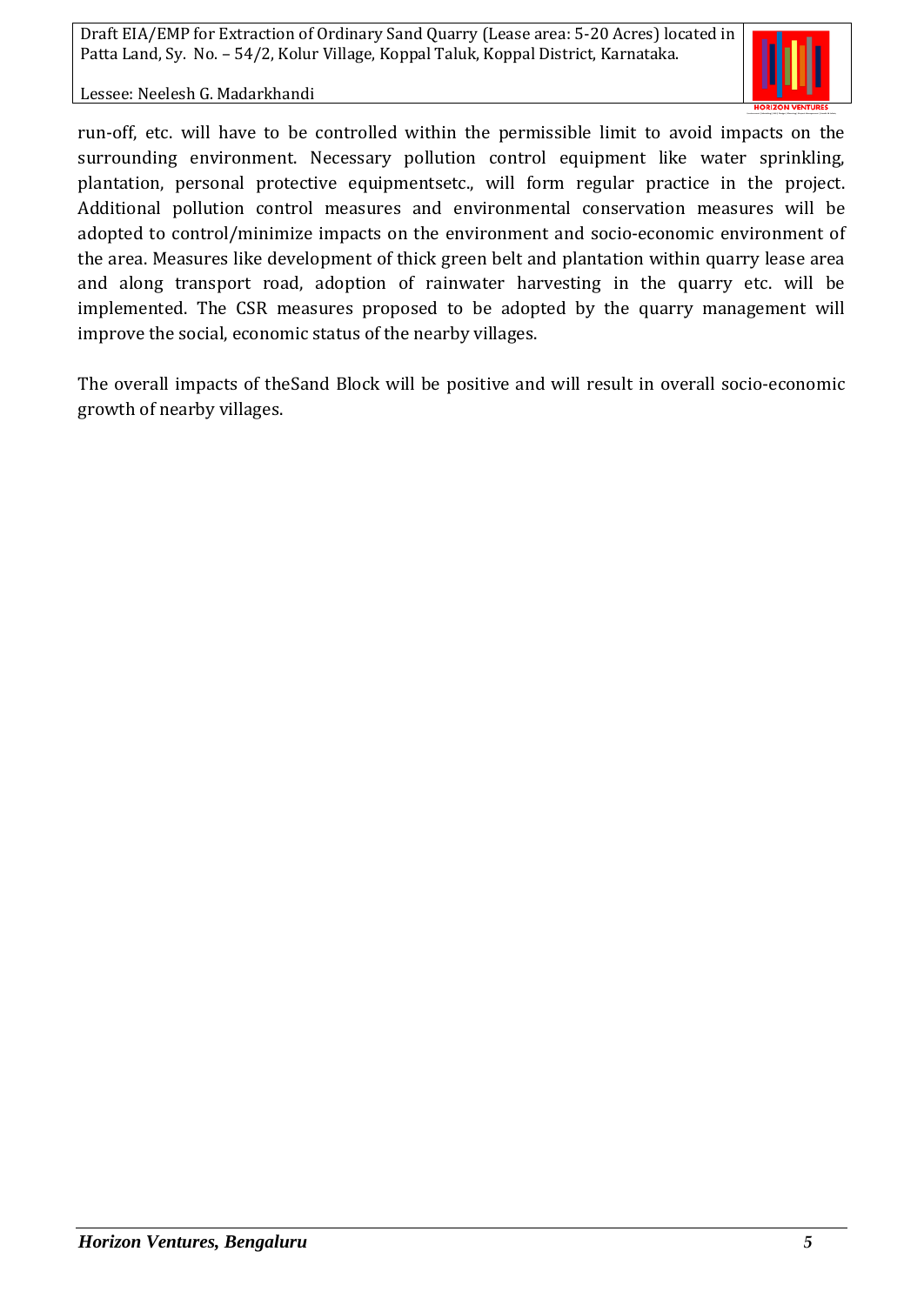run-off, etc. will have to be controlled within the permissible limit to avoid impacts on the surrounding environment. Necessary pollution control equipment like water sprinkling, plantation, personal protective equipmentsetc., will form regular practice in the project. Additional pollution control measures and environmental conservation measures will be adopted to control/minimize impacts on the environment and socio-economic environment of the area. Measures like development of thick green belt and plantation within quarry lease area and along transport road, adoption of rainwater harvesting in the quarry etc. will be implemented. The CSR measures proposed to be adopted by the quarry management will improve the social, economic status of the nearby villages.

The overall impacts of theSand Block will be positive and will result in overall socio-economic growth of nearby villages.